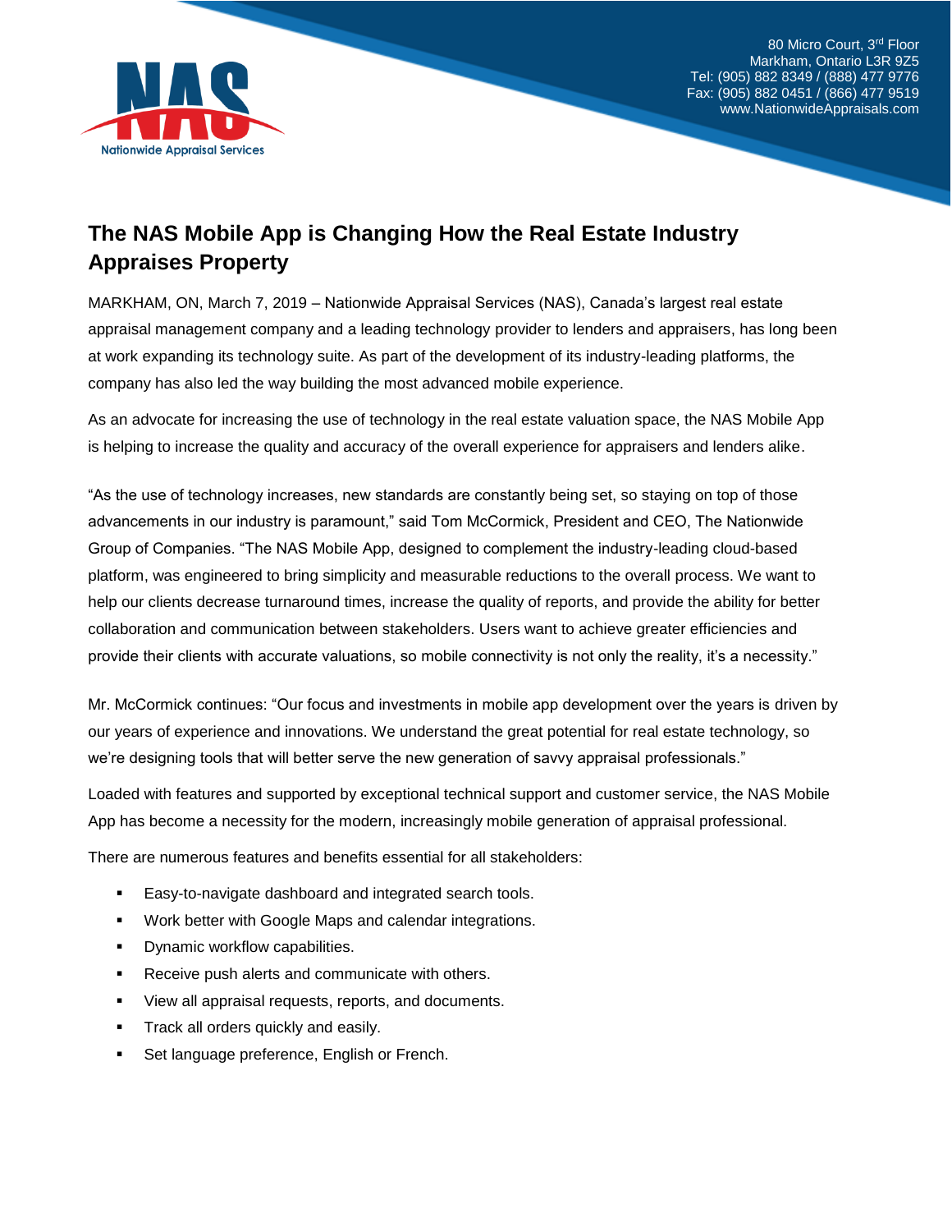80 Micro Court, 3rd Floor
Markham, Ontario L3R 9Z5
Tel: (905) 882 8349 / (888) 477 9776
Fax: (905) 882 0451 / (866) 477 9519
www.NationwideAppraisals.com

# The NAS Mobile App is Changing How the Real Estate Industry Appraises Property

MARKHAM, ON, March 7, 2019 – Nationwide Appraisal Services (NAS), Canada's largest real estate appraisal management company and a leading technology provider to lenders and appraisers, has long been at work expanding its technology suite. As part of the development of its industry-leading platforms, the company has also led the way building the most advanced mobile experience.

As an advocate for increasing the use of technology in the real estate valuation space, the NAS Mobile App is helping to increase the quality and accuracy of the overall experience for appraisers and lenders alike.

"As the use of technology increases, new standards are constantly being set, so staying on top of those advancements in our industry is paramount," said Tom McCormick, President and CEO, The Nationwide Group of Companies. "The NAS Mobile App, designed to complement the industry-leading cloud-based platform, was engineered to bring simplicity and measurable reductions to the overall process. We want to help our clients decrease turnaround times, increase the quality of reports, and provide the ability for better collaboration and communication between stakeholders. Users want to achieve greater efficiencies and provide their clients with accurate valuations, so mobile connectivity is not only the reality, it's a necessity."

Mr. McCormick continues: "Our focus and investments in mobile app development over the years is driven by our years of experience and innovations. We understand the great potential for real estate technology, so we're designing tools that will better serve the new generation of savvy appraisal professionals."

Loaded with features and supported by exceptional technical support and customer service, the NAS Mobile App has become a necessity for the modern, increasingly mobile generation of appraisal professional.

There are numerous features and benefits essential for all stakeholders:

- Easy-to-navigate dashboard and integrated search tools.
- Work better with Google Maps and calendar integrations.
- Dynamic workflow capabilities.
- Receive push alerts and communicate with others.
- View all appraisal requests, reports, and documents.
- Track all orders quickly and easily.
- Set language preference, English or French.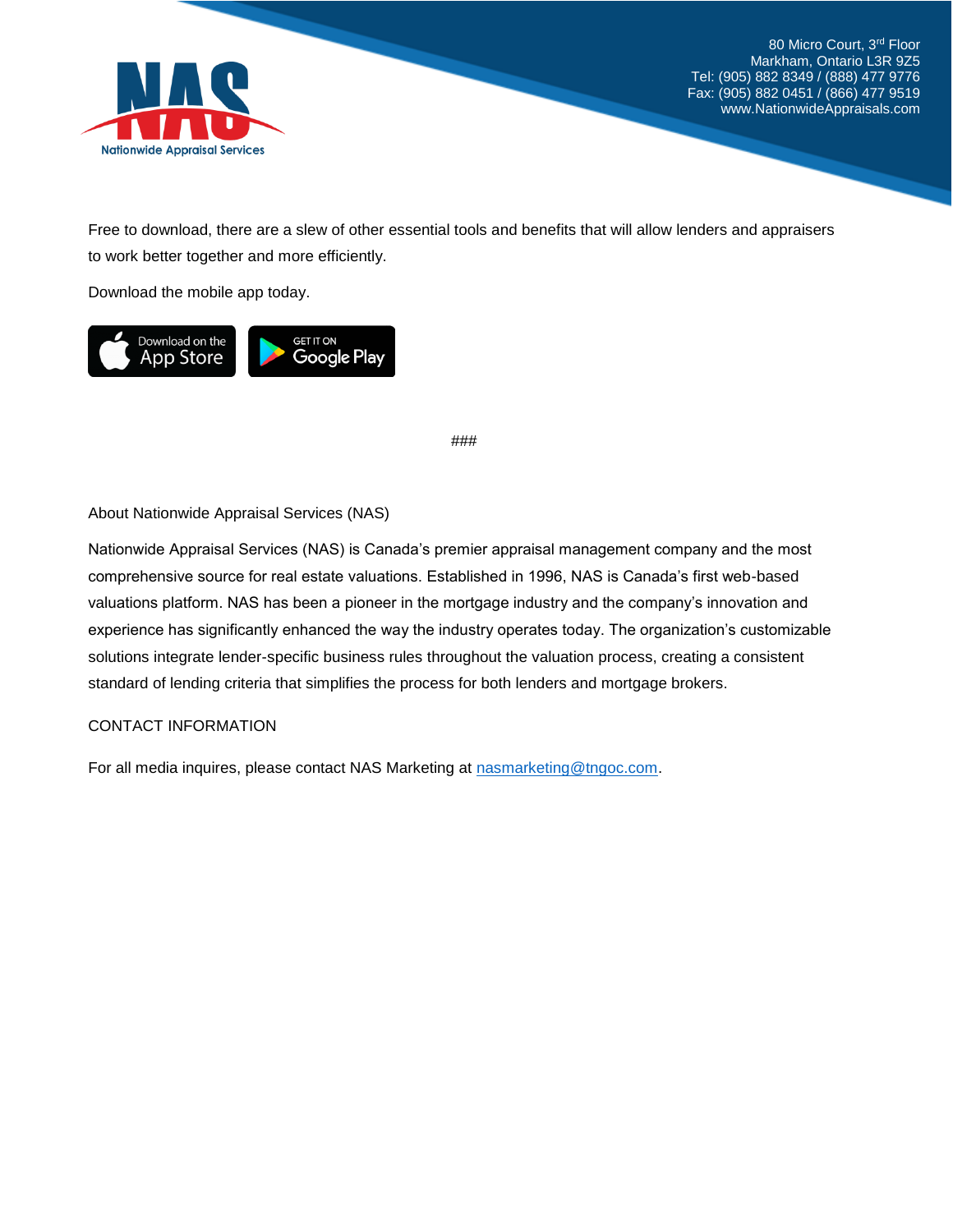80 Micro Court, 3rd Floor
Markham, Ontario L3R 9Z5
Tel: (905) 882 8349 / (888) 477 9776
Fax: (905) 882 0451 / (866) 477 9519
www.NationwideAppraisals.com

Free to download, there are a slew of other essential tools and benefits that will allow lenders and appraisers to work better together and more efficiently.

Download the mobile app today.

Download on the App Store

GET IT ON Google Play

###

About Nationwide Appraisal Services (NAS)

Nationwide Appraisal Services (NAS) is Canada's premier appraisal management company and the most comprehensive source for real estate valuations. Established in 1996, NAS is Canada's first web-based valuations platform. NAS has been a pioneer in the mortgage industry and the company's innovation and experience has significantly enhanced the way the industry operates today. The organization's customizable solutions integrate lender-specific business rules throughout the valuation process, creating a consistent standard of lending criteria that simplifies the process for both lenders and mortgage brokers.

CONTACT INFORMATION

For all media inquires, please contact NAS Marketing at nasmarketing@tngoc.com.